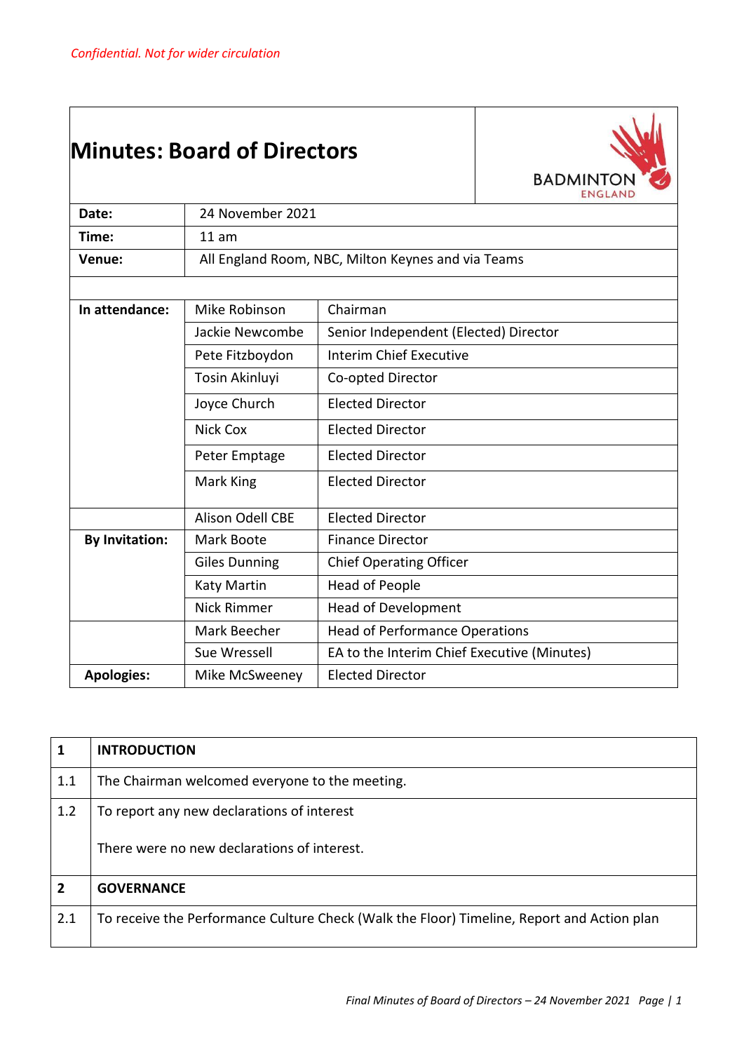*Confidential. Not for wider circulation*

# Minutes: Board of Directors

| | | |
|---|---|---|
| **Date:** | 24 November 2021 | |
| **Time:** | 11 am | |
| **Venue:** | All England Room, NBC, Milton Keynes and via Teams | |
| | | |
| **In attendance:** | Mike Robinson | Chairman |
| | Jackie Newcombe | Senior Independent (Elected) Director |
| | Pete Fitzboydon | Interim Chief Executive |
| | Tosin Akinluyi | Co-opted Director |
| | Joyce Church | Elected Director |
| | Nick Cox | Elected Director |
| | Peter Emptage | Elected Director |
| | Mark King | Elected Director |
| | Alison Odell CBE | Elected Director |
| **By Invitation:** | Mark Boote | Finance Director |
| | Giles Dunning | Chief Operating Officer |
| | Katy Martin | Head of People |
| | Nick Rimmer | Head of Development |
| | Mark Beecher | Head of Performance Operations |
| | Sue Wressell | EA to the Interim Chief Executive (Minutes) |
| **Apologies:** | Mike McSweeney | Elected Director |

| | |
|---|---|
| **1** | **INTRODUCTION** |
| 1.1 | The Chairman welcomed everyone to the meeting. |
| 1.2 | To report any new declarations of interest<br><br>There were no new declarations of interest. |
| **2** | **GOVERNANCE** |
| 2.1 | To receive the Performance Culture Check (Walk the Floor) Timeline, Report and Action plan |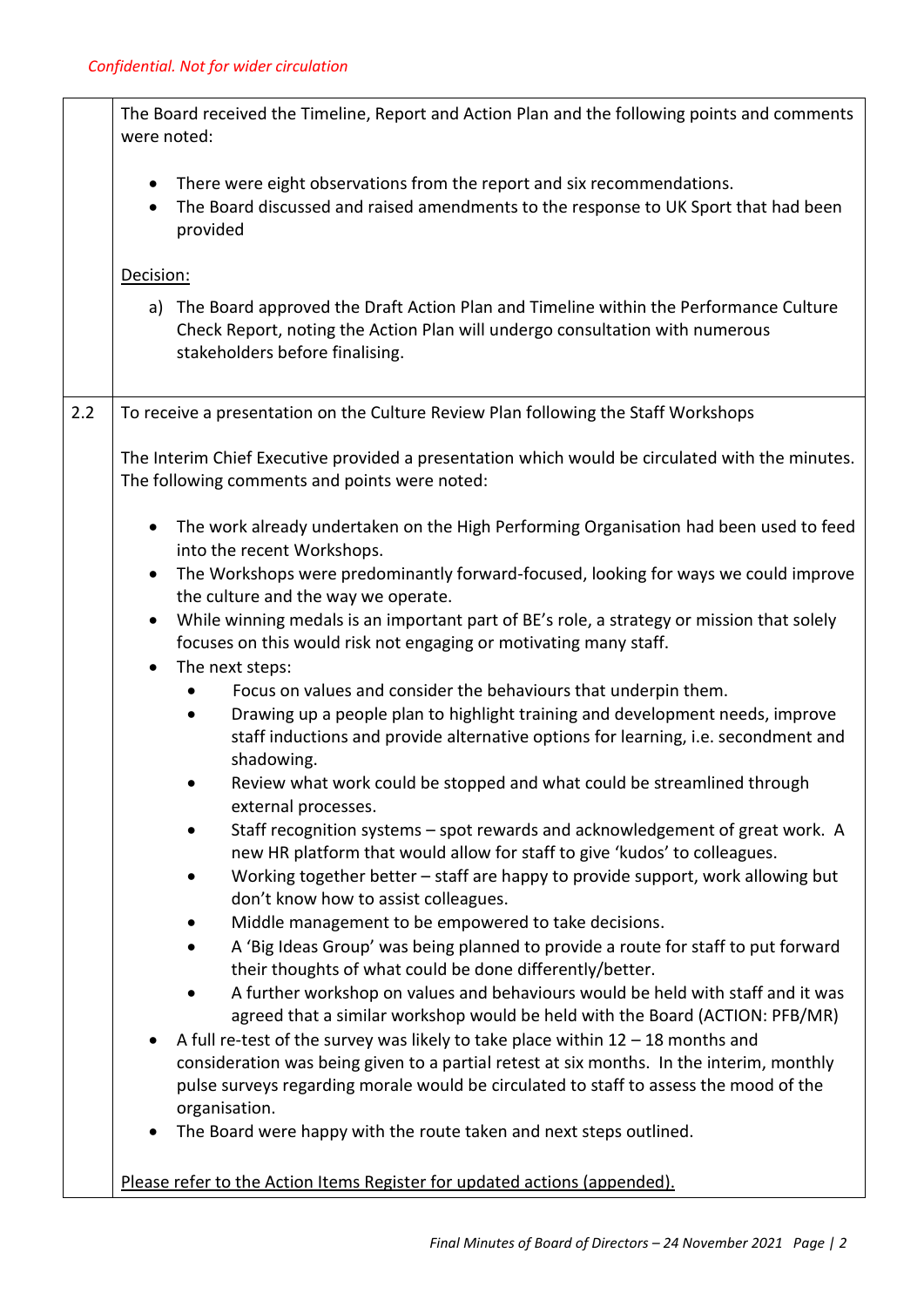*Confidential. Not for wider circulation*

| | |
|---|---|
| | The Board received the Timeline, Report and Action Plan and the following points and comments were noted:<br><br>• There were eight observations from the report and six recommendations.<br>• The Board discussed and raised amendments to the response to UK Sport that had been provided<br><br><u>Decision:</u><br><br>a) The Board approved the Draft Action Plan and Timeline within the Performance Culture Check Report, noting the Action Plan will undergo consultation with numerous stakeholders before finalising. |
| 2.2 | To receive a presentation on the Culture Review Plan following the Staff Workshops<br><br>The Interim Chief Executive provided a presentation which would be circulated with the minutes. The following comments and points were noted:<br><br>• The work already undertaken on the High Performing Organisation had been used to feed into the recent Workshops.<br>• The Workshops were predominantly forward-focused, looking for ways we could improve the culture and the way we operate.<br>• While winning medals is an important part of BE's role, a strategy or mission that solely focuses on this would risk not engaging or motivating many staff.<br>• The next steps:<br>&nbsp;&nbsp;&nbsp;&nbsp;• Focus on values and consider the behaviours that underpin them.<br>&nbsp;&nbsp;&nbsp;&nbsp;• Drawing up a people plan to highlight training and development needs, improve staff inductions and provide alternative options for learning, i.e. secondment and shadowing.<br>&nbsp;&nbsp;&nbsp;&nbsp;• Review what work could be stopped and what could be streamlined through external processes.<br>&nbsp;&nbsp;&nbsp;&nbsp;• Staff recognition systems – spot rewards and acknowledgement of great work. A new HR platform that would allow for staff to give 'kudos' to colleagues.<br>&nbsp;&nbsp;&nbsp;&nbsp;• Working together better – staff are happy to provide support, work allowing but don't know how to assist colleagues.<br>&nbsp;&nbsp;&nbsp;&nbsp;• Middle management to be empowered to take decisions.<br>&nbsp;&nbsp;&nbsp;&nbsp;• A 'Big Ideas Group' was being planned to provide a route for staff to put forward their thoughts of what could be done differently/better.<br>&nbsp;&nbsp;&nbsp;&nbsp;• A further workshop on values and behaviours would be held with staff and it was agreed that a similar workshop would be held with the Board (ACTION: PFB/MR)<br>• A full re-test of the survey was likely to take place within 12 – 18 months and consideration was being given to a partial retest at six months. In the interim, monthly pulse surveys regarding morale would be circulated to staff to assess the mood of the organisation.<br>• The Board were happy with the route taken and next steps outlined.<br><br><u>Please refer to the Action Items Register for updated actions (appended).</u> |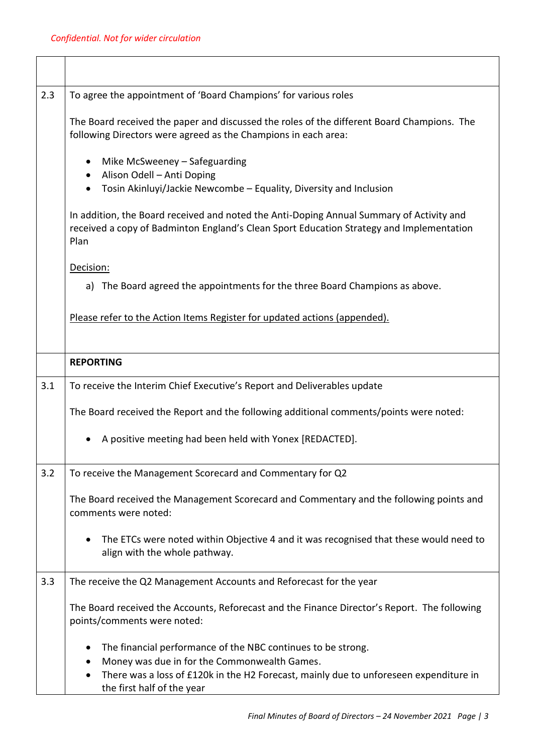*Confidential. Not for wider circulation*

| | |
|---|---|
| | |
| 2.3 | To agree the appointment of 'Board Champions' for various roles<br><br>The Board received the paper and discussed the roles of the different Board Champions. The following Directors were agreed as the Champions in each area:<br><br>• Mike McSweeney – Safeguarding<br>• Alison Odell – Anti Doping<br>• Tosin Akinluyi/Jackie Newcombe – Equality, Diversity and Inclusion<br><br>In addition, the Board received and noted the Anti-Doping Annual Summary of Activity and received a copy of Badminton England's Clean Sport Education Strategy and Implementation Plan<br><br><u>Decision:</u><br>a) The Board agreed the appointments for the three Board Champions as above.<br><br><u>Please refer to the Action Items Register for updated actions (appended).</u> |
| | **REPORTING** |
| 3.1 | To receive the Interim Chief Executive's Report and Deliverables update<br><br>The Board received the Report and the following additional comments/points were noted:<br><br>• A positive meeting had been held with Yonex [REDACTED]. |
| 3.2 | To receive the Management Scorecard and Commentary for Q2<br><br>The Board received the Management Scorecard and Commentary and the following points and comments were noted:<br><br>• The ETCs were noted within Objective 4 and it was recognised that these would need to align with the whole pathway. |
| 3.3 | The receive the Q2 Management Accounts and Reforecast for the year<br><br>The Board received the Accounts, Reforecast and the Finance Director's Report. The following points/comments were noted:<br><br>• The financial performance of the NBC continues to be strong.<br>• Money was due in for the Commonwealth Games.<br>• There was a loss of £120k in the H2 Forecast, mainly due to unforeseen expenditure in the first half of the year |

*Final Minutes of Board of Directors – 24 November 2021*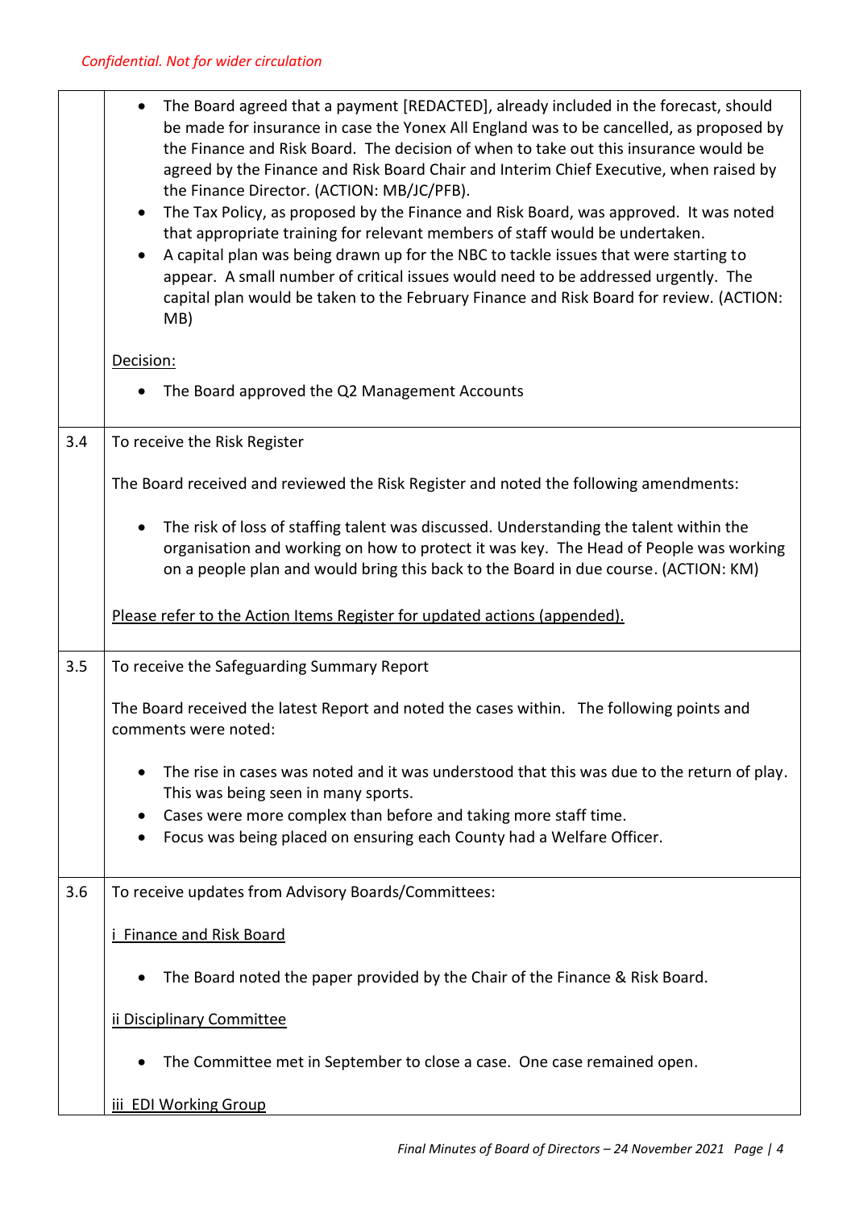*Confidential. Not for wider circulation*

| | |
|---|---|
| | • The Board agreed that a payment [REDACTED], already included in the forecast, should be made for insurance in case the Yonex All England was to be cancelled, as proposed by the Finance and Risk Board. The decision of when to take out this insurance would be agreed by the Finance and Risk Board Chair and Interim Chief Executive, when raised by the Finance Director. (ACTION: MB/JC/PFB).<br>• The Tax Policy, as proposed by the Finance and Risk Board, was approved. It was noted that appropriate training for relevant members of staff would be undertaken.<br>• A capital plan was being drawn up for the NBC to tackle issues that were starting to appear. A small number of critical issues would need to be addressed urgently. The capital plan would be taken to the February Finance and Risk Board for review. (ACTION: MB)<br><br><u>Decision:</u><br>• The Board approved the Q2 Management Accounts |
| 3.4 | To receive the Risk Register<br><br>The Board received and reviewed the Risk Register and noted the following amendments:<br><br>• The risk of loss of staffing talent was discussed. Understanding the talent within the organisation and working on how to protect it was key. The Head of People was working on a people plan and would bring this back to the Board in due course. (ACTION: KM)<br><br><u>Please refer to the Action Items Register for updated actions (appended).</u> |
| 3.5 | To receive the Safeguarding Summary Report<br><br>The Board received the latest Report and noted the cases within. The following points and comments were noted:<br><br>• The rise in cases was noted and it was understood that this was due to the return of play. This was being seen in many sports.<br>• Cases were more complex than before and taking more staff time.<br>• Focus was being placed on ensuring each County had a Welfare Officer. |
| 3.6 | To receive updates from Advisory Boards/Committees:<br><br><u>i Finance and Risk Board</u><br><br>• The Board noted the paper provided by the Chair of the Finance & Risk Board.<br><br><u>ii Disciplinary Committee</u><br><br>• The Committee met in September to close a case. One case remained open.<br><br><u>iii EDI Working Group</u> |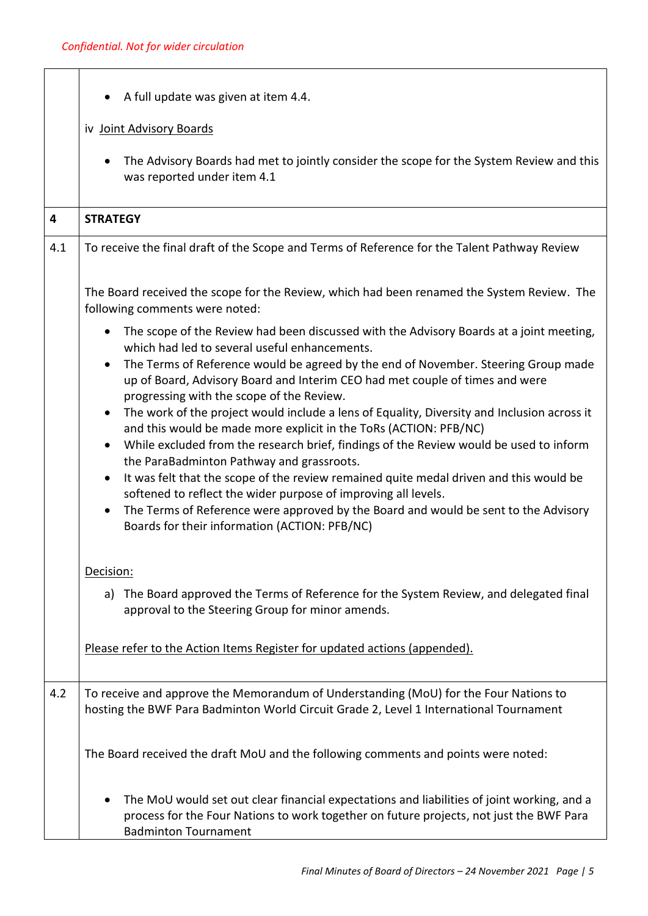*Confidential. Not for wider circulation*

| | |
|---|---|
| | • A full update was given at item 4.4.<br><br>iv Joint Advisory Boards<br><br>• The Advisory Boards had met to jointly consider the scope for the System Review and this was reported under item 4.1 |
| **4** | **STRATEGY** |
| 4.1 | To receive the final draft of the Scope and Terms of Reference for the Talent Pathway Review<br><br>The Board received the scope for the Review, which had been renamed the System Review. The following comments were noted:<br><br>• The scope of the Review had been discussed with the Advisory Boards at a joint meeting, which had led to several useful enhancements.<br>• The Terms of Reference would be agreed by the end of November. Steering Group made up of Board, Advisory Board and Interim CEO had met couple of times and were progressing with the scope of the Review.<br>• The work of the project would include a lens of Equality, Diversity and Inclusion across it and this would be made more explicit in the ToRs (ACTION: PFB/NC)<br>• While excluded from the research brief, findings of the Review would be used to inform the ParaBadminton Pathway and grassroots.<br>• It was felt that the scope of the review remained quite medal driven and this would be softened to reflect the wider purpose of improving all levels.<br>• The Terms of Reference were approved by the Board and would be sent to the Advisory Boards for their information (ACTION: PFB/NC)<br><br>Decision:<br><br>a) The Board approved the Terms of Reference for the System Review, and delegated final approval to the Steering Group for minor amends.<br><br>Please refer to the Action Items Register for updated actions (appended). |
| 4.2 | To receive and approve the Memorandum of Understanding (MoU) for the Four Nations to hosting the BWF Para Badminton World Circuit Grade 2, Level 1 International Tournament<br><br>The Board received the draft MoU and the following comments and points were noted:<br><br>• The MoU would set out clear financial expectations and liabilities of joint working, and a process for the Four Nations to work together on future projects, not just the BWF Para Badminton Tournament |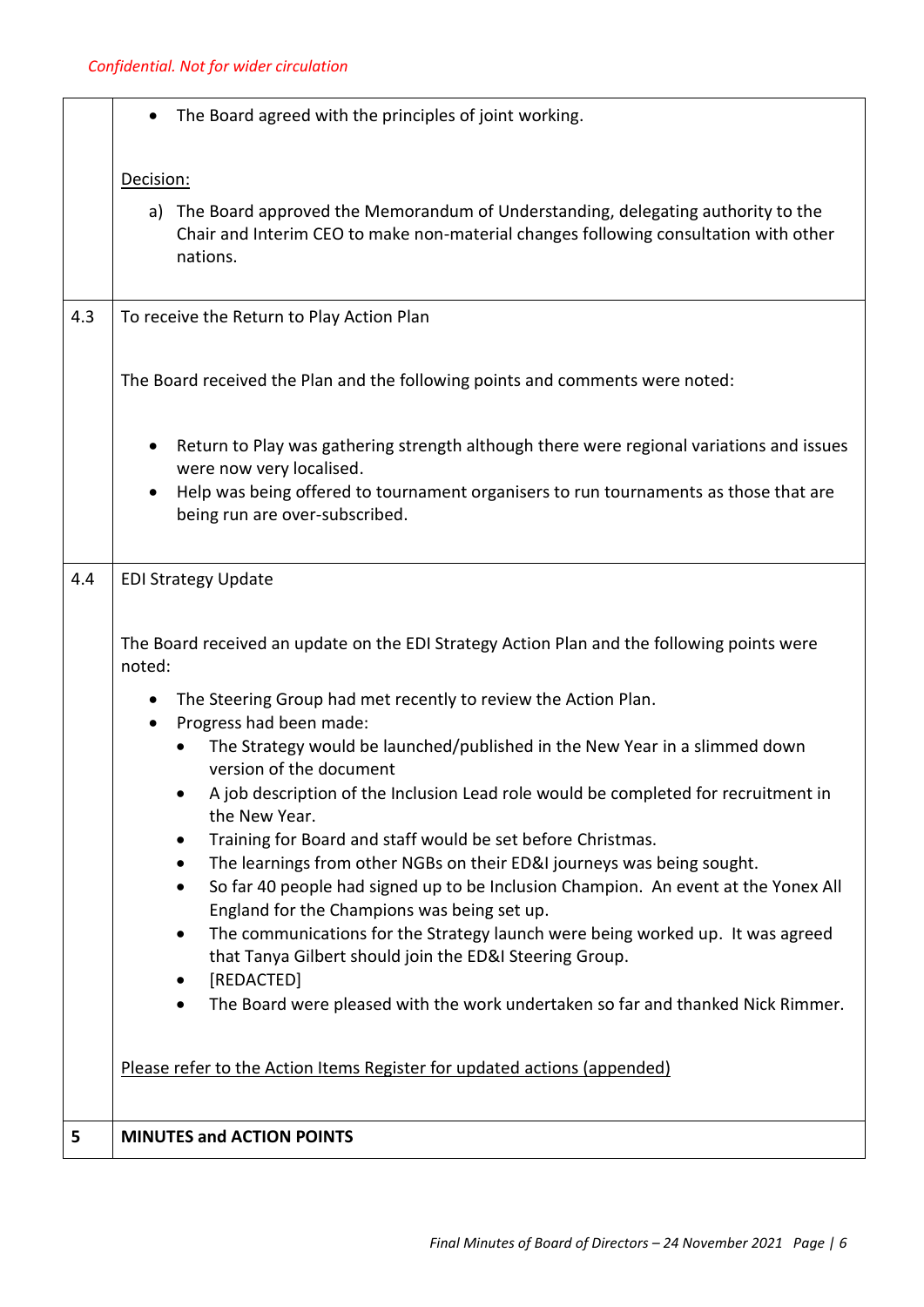*Confidential. Not for wider circulation*

| | |
|---|---|
| | • The Board agreed with the principles of joint working.<br><br><u>Decision:</u><br>a) The Board approved the Memorandum of Understanding, delegating authority to the Chair and Interim CEO to make non-material changes following consultation with other nations. |
| 4.3 | To receive the Return to Play Action Plan<br><br>The Board received the Plan and the following points and comments were noted:<br><br>• Return to Play was gathering strength although there were regional variations and issues were now very localised.<br>• Help was being offered to tournament organisers to run tournaments as those that are being run are over-subscribed. |
| 4.4 | EDI Strategy Update<br><br>The Board received an update on the EDI Strategy Action Plan and the following points were noted:<br><br>• The Steering Group had met recently to review the Action Plan.<br>• Progress had been made:<br>&nbsp;&nbsp;&nbsp;&nbsp;• The Strategy would be launched/published in the New Year in a slimmed down version of the document<br>&nbsp;&nbsp;&nbsp;&nbsp;• A job description of the Inclusion Lead role would be completed for recruitment in the New Year.<br>&nbsp;&nbsp;&nbsp;&nbsp;• Training for Board and staff would be set before Christmas.<br>&nbsp;&nbsp;&nbsp;&nbsp;• The learnings from other NGBs on their ED&I journeys was being sought.<br>&nbsp;&nbsp;&nbsp;&nbsp;• So far 40 people had signed up to be Inclusion Champion. An event at the Yonex All England for the Champions was being set up.<br>&nbsp;&nbsp;&nbsp;&nbsp;• The communications for the Strategy launch were being worked up. It was agreed that Tanya Gilbert should join the ED&I Steering Group.<br>&nbsp;&nbsp;&nbsp;&nbsp;• [REDACTED]<br>&nbsp;&nbsp;&nbsp;&nbsp;• The Board were pleased with the work undertaken so far and thanked Nick Rimmer.<br><br><u>Please refer to the Action Items Register for updated actions (appended)</u> |
| **5** | **MINUTES and ACTION POINTS** |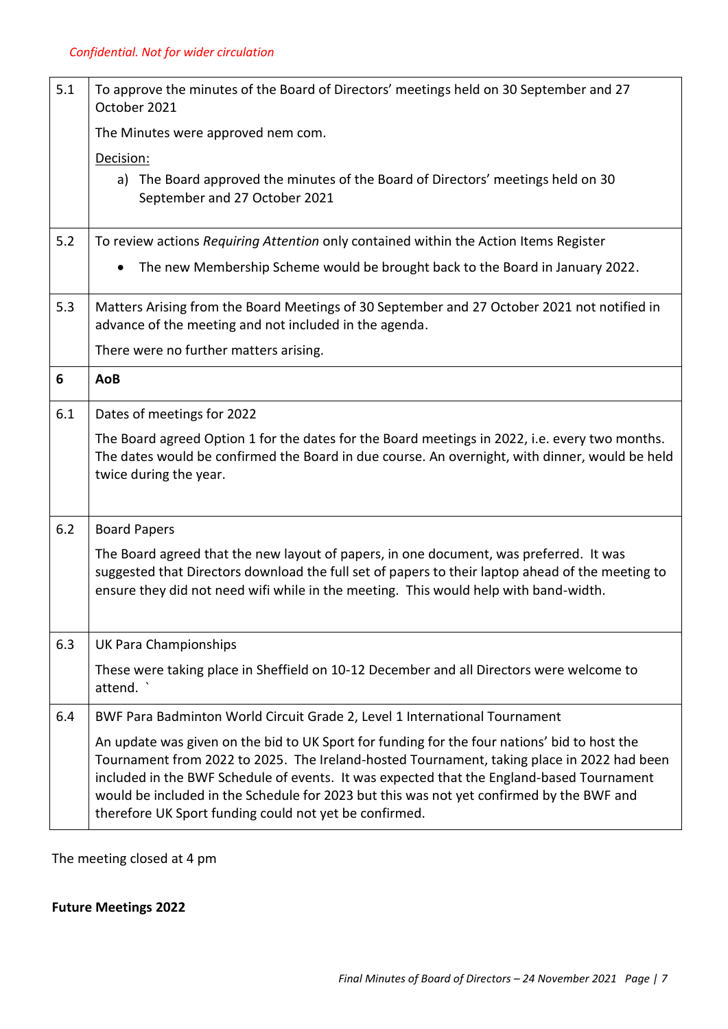*Confidential. Not for wider circulation*

| | |
|---|---|
| 5.1 | To approve the minutes of the Board of Directors' meetings held on 30 September and 27 October 2021<br><br>The Minutes were approved nem com.<br><br><u>Decision:</u><br>a) The Board approved the minutes of the Board of Directors' meetings held on 30 September and 27 October 2021 |
| 5.2 | To review actions *Requiring Attention* only contained within the Action Items Register<br><br>• The new Membership Scheme would be brought back to the Board in January 2022. |
| 5.3 | Matters Arising from the Board Meetings of 30 September and 27 October 2021 not notified in advance of the meeting and not included in the agenda.<br><br>There were no further matters arising. |
| **6** | **AoB** |
| 6.1 | Dates of meetings for 2022<br><br>The Board agreed Option 1 for the dates for the Board meetings in 2022, i.e. every two months. The dates would be confirmed the Board in due course. An overnight, with dinner, would be held twice during the year. |
| 6.2 | Board Papers<br><br>The Board agreed that the new layout of papers, in one document, was preferred. It was suggested that Directors download the full set of papers to their laptop ahead of the meeting to ensure they did not need wifi while in the meeting. This would help with band-width. |
| 6.3 | UK Para Championships<br><br>These were taking place in Sheffield on 10-12 December and all Directors were welcome to attend. ` |
| 6.4 | BWF Para Badminton World Circuit Grade 2, Level 1 International Tournament<br><br>An update was given on the bid to UK Sport for funding for the four nations' bid to host the Tournament from 2022 to 2025. The Ireland-hosted Tournament, taking place in 2022 had been included in the BWF Schedule of events. It was expected that the England-based Tournament would be included in the Schedule for 2023 but this was not yet confirmed by the BWF and therefore UK Sport funding could not yet be confirmed. |

The meeting closed at 4 pm

**Future Meetings 2022**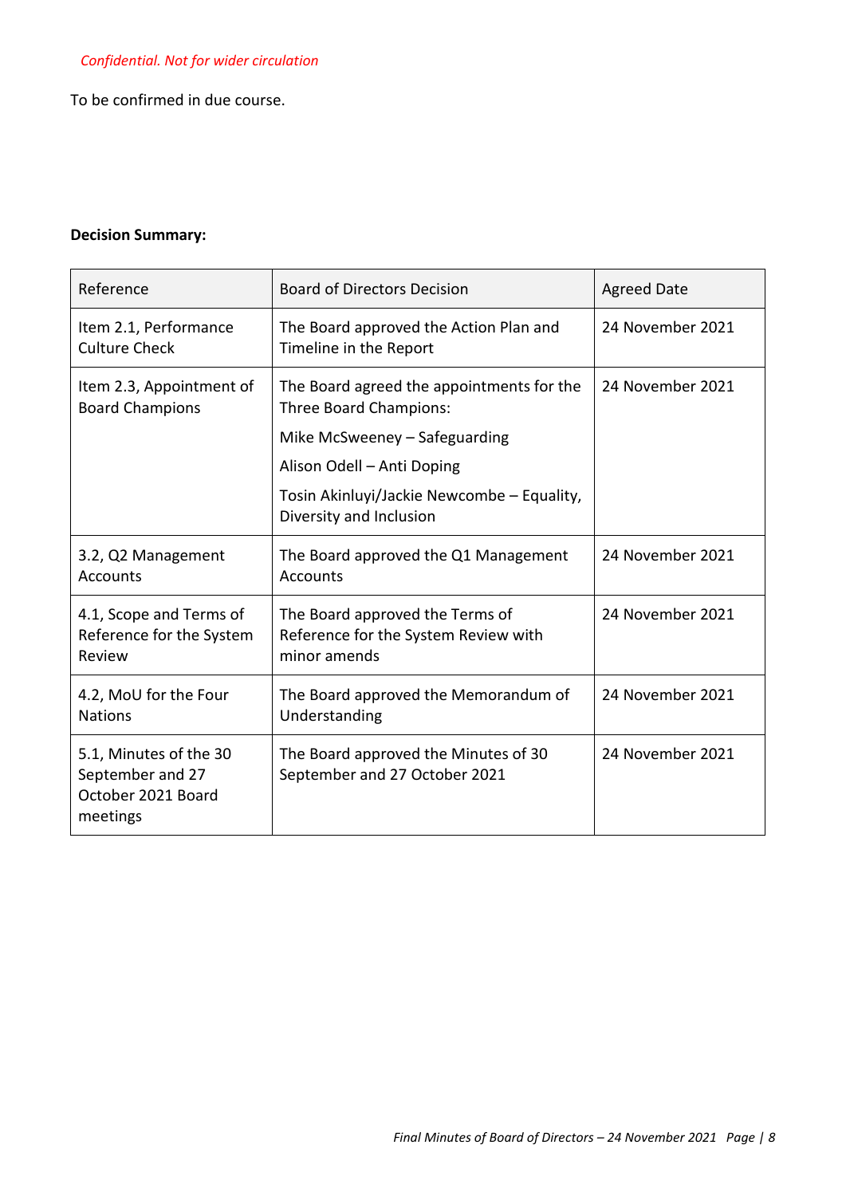*Confidential. Not for wider circulation*

To be confirmed in due course.

**Decision Summary:**

| Reference | Board of Directors Decision | Agreed Date |
|---|---|---|
| Item 2.1, Performance Culture Check | The Board approved the Action Plan and Timeline in the Report | 24 November 2021 |
| Item 2.3, Appointment of Board Champions | The Board agreed the appointments for the Three Board Champions:<br>Mike McSweeney – Safeguarding<br>Alison Odell – Anti Doping<br>Tosin Akinluyi/Jackie Newcombe – Equality, Diversity and Inclusion | 24 November 2021 |
| 3.2, Q2 Management Accounts | The Board approved the Q1 Management Accounts | 24 November 2021 |
| 4.1, Scope and Terms of Reference for the System Review | The Board approved the Terms of Reference for the System Review with minor amends | 24 November 2021 |
| 4.2, MoU for the Four Nations | The Board approved the Memorandum of Understanding | 24 November 2021 |
| 5.1, Minutes of the 30 September and 27 October 2021 Board meetings | The Board approved the Minutes of 30 September and 27 October 2021 | 24 November 2021 |